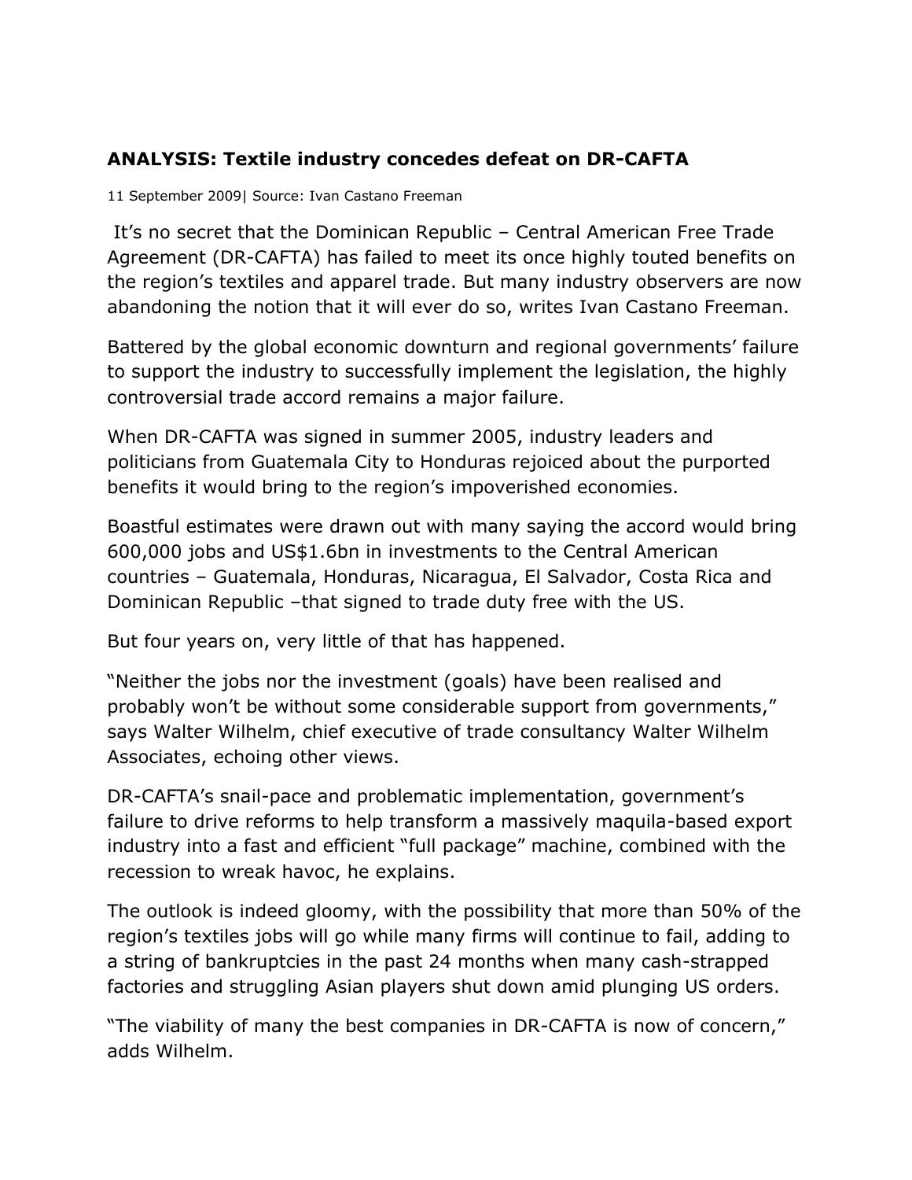## ANALYSIS: Textile industry concedes defeat on DR-CAFTA

11 September 2009| Source: Ivan Castano Freeman

It's no secret that the Dominican Republic – Central American Free Trade Agreement (DR-CAFTA) has failed to meet its once highly touted benefits on the region's textiles and apparel trade. But many industry observers are now abandoning the notion that it will ever do so, writes Ivan Castano Freeman.

Battered by the global economic downturn and regional governments' failure to support the industry to successfully implement the legislation, the highly controversial trade accord remains a major failure.

When DR-CAFTA was signed in summer 2005, industry leaders and politicians from Guatemala City to Honduras rejoiced about the purported benefits it would bring to the region's impoverished economies.

Boastful estimates were drawn out with many saying the accord would bring 600,000 jobs and US$1.6bn in investments to the Central American countries – Guatemala, Honduras, Nicaragua, El Salvador, Costa Rica and Dominican Republic –that signed to trade duty free with the US.

But four years on, very little of that has happened.

"Neither the jobs nor the investment (goals) have been realised and probably won't be without some considerable support from governments," says Walter Wilhelm, chief executive of trade consultancy Walter Wilhelm Associates, echoing other views.

DR-CAFTA's snail-pace and problematic implementation, government's failure to drive reforms to help transform a massively maquila-based export industry into a fast and efficient "full package" machine, combined with the recession to wreak havoc, he explains.

The outlook is indeed gloomy, with the possibility that more than 50% of the region's textiles jobs will go while many firms will continue to fail, adding to a string of bankruptcies in the past 24 months when many cash-strapped factories and struggling Asian players shut down amid plunging US orders.

"The viability of many the best companies in DR-CAFTA is now of concern," adds Wilhelm.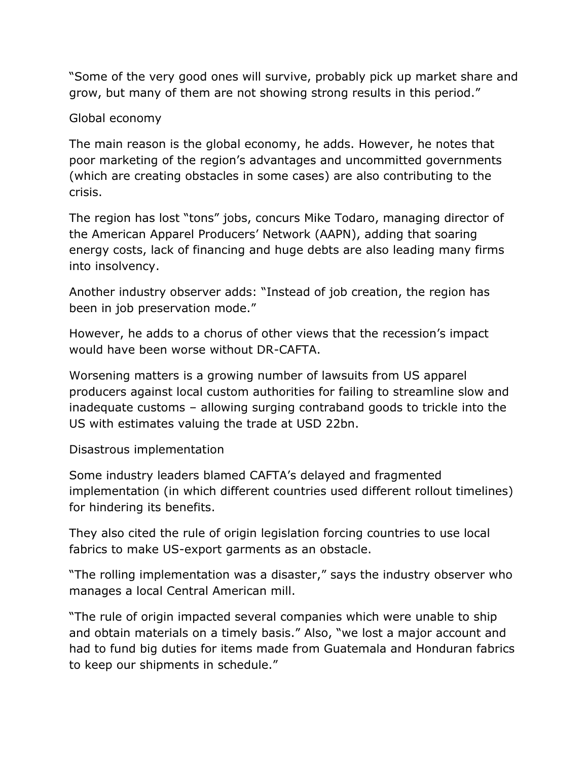"Some of the very good ones will survive, probably pick up market share and grow, but many of them are not showing strong results in this period."

## Global economy

The main reason is the global economy, he adds. However, he notes that poor marketing of the region's advantages and uncommitted governments (which are creating obstacles in some cases) are also contributing to the crisis.

The region has lost "tons" jobs, concurs Mike Todaro, managing director of the American Apparel Producers' Network (AAPN), adding that soaring energy costs, lack of financing and huge debts are also leading many firms into insolvency.

Another industry observer adds: "Instead of job creation, the region has been in job preservation mode."

However, he adds to a chorus of other views that the recession's impact would have been worse without DR-CAFTA.

Worsening matters is a growing number of lawsuits from US apparel producers against local custom authorities for failing to streamline slow and inadequate customs – allowing surging contraband goods to trickle into the US with estimates valuing the trade at USD 22bn.

## Disastrous implementation

Some industry leaders blamed CAFTA's delayed and fragmented implementation (in which different countries used different rollout timelines) for hindering its benefits.

They also cited the rule of origin legislation forcing countries to use local fabrics to make US-export garments as an obstacle.

"The rolling implementation was a disaster," says the industry observer who manages a local Central American mill.

"The rule of origin impacted several companies which were unable to ship and obtain materials on a timely basis." Also, "we lost a major account and had to fund big duties for items made from Guatemala and Honduran fabrics to keep our shipments in schedule."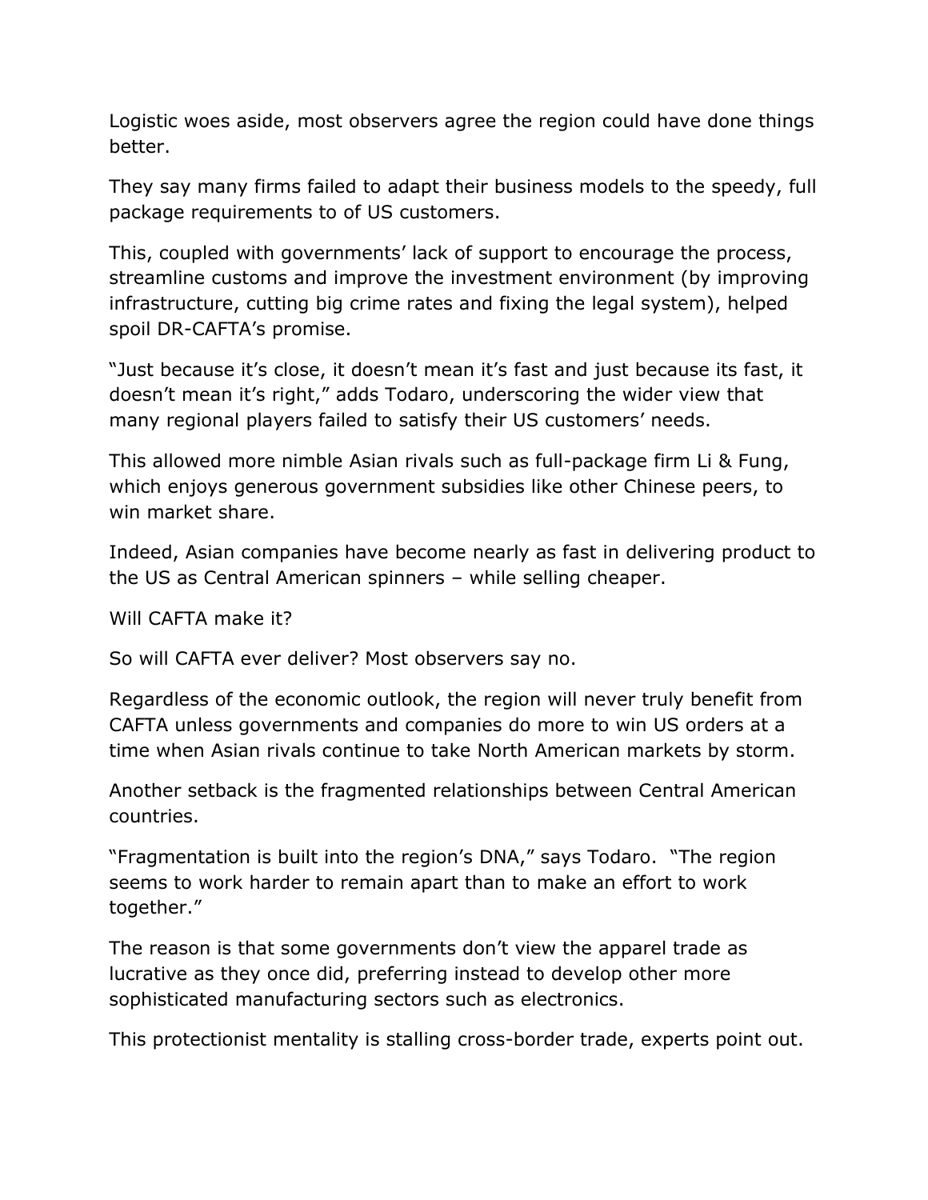Logistic woes aside, most observers agree the region could have done things better.

They say many firms failed to adapt their business models to the speedy, full package requirements to of US customers.

This, coupled with governments' lack of support to encourage the process, streamline customs and improve the investment environment (by improving infrastructure, cutting big crime rates and fixing the legal system), helped spoil DR-CAFTA's promise.

"Just because it's close, it doesn't mean it's fast and just because its fast, it doesn't mean it's right," adds Todaro, underscoring the wider view that many regional players failed to satisfy their US customers' needs.

This allowed more nimble Asian rivals such as full-package firm Li & Fung, which enjoys generous government subsidies like other Chinese peers, to win market share.

Indeed, Asian companies have become nearly as fast in delivering product to the US as Central American spinners – while selling cheaper.

Will CAFTA make it?

So will CAFTA ever deliver? Most observers say no.

Regardless of the economic outlook, the region will never truly benefit from CAFTA unless governments and companies do more to win US orders at a time when Asian rivals continue to take North American markets by storm.

Another setback is the fragmented relationships between Central American countries.

"Fragmentation is built into the region's DNA," says Todaro. "The region seems to work harder to remain apart than to make an effort to work together."

The reason is that some governments don't view the apparel trade as lucrative as they once did, preferring instead to develop other more sophisticated manufacturing sectors such as electronics.

This protectionist mentality is stalling cross-border trade, experts point out.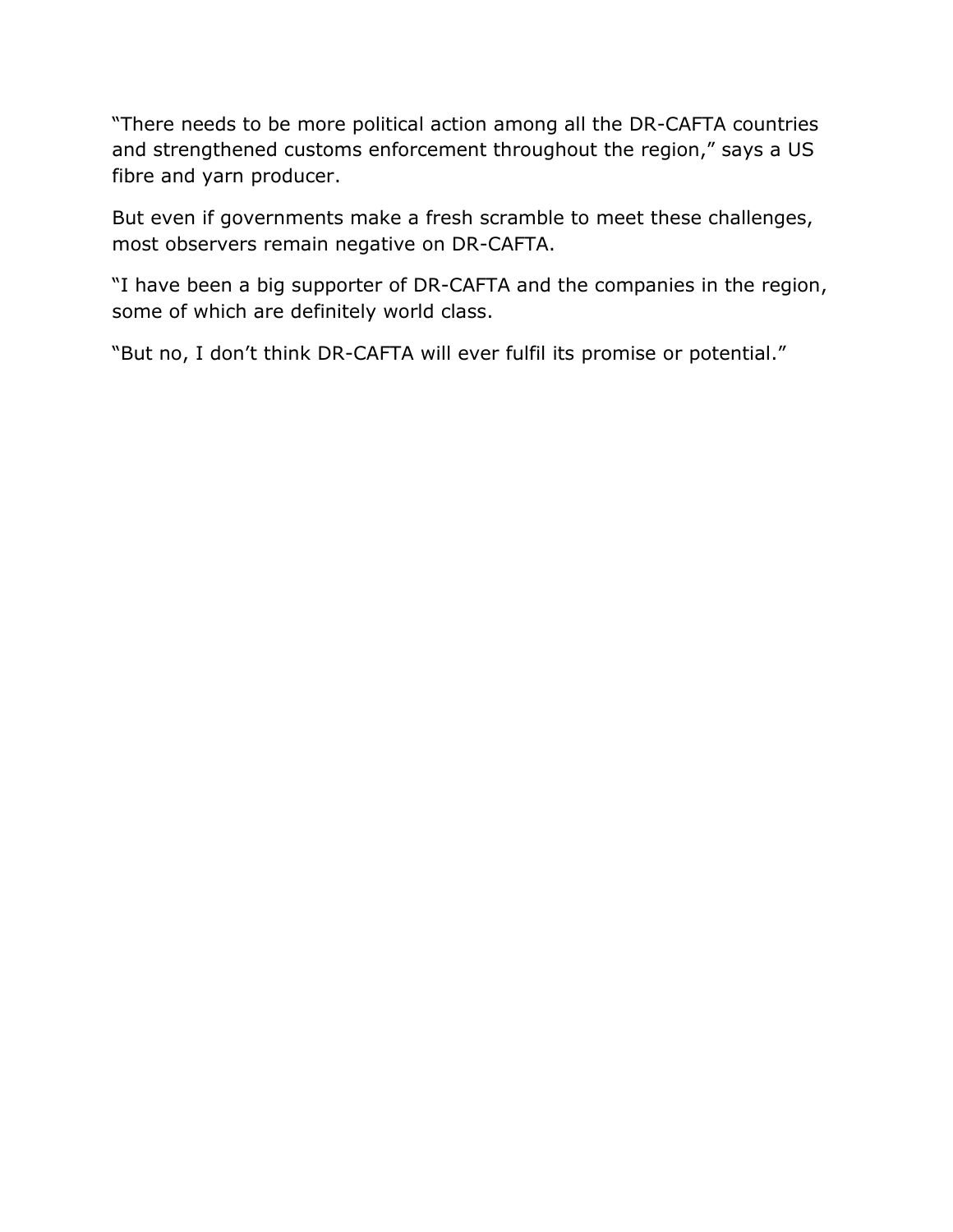"There needs to be more political action among all the DR-CAFTA countries and strengthened customs enforcement throughout the region," says a US fibre and yarn producer.

But even if governments make a fresh scramble to meet these challenges, most observers remain negative on DR-CAFTA.

"I have been a big supporter of DR-CAFTA and the companies in the region, some of which are definitely world class.

"But no, I don't think DR-CAFTA will ever fulfil its promise or potential."